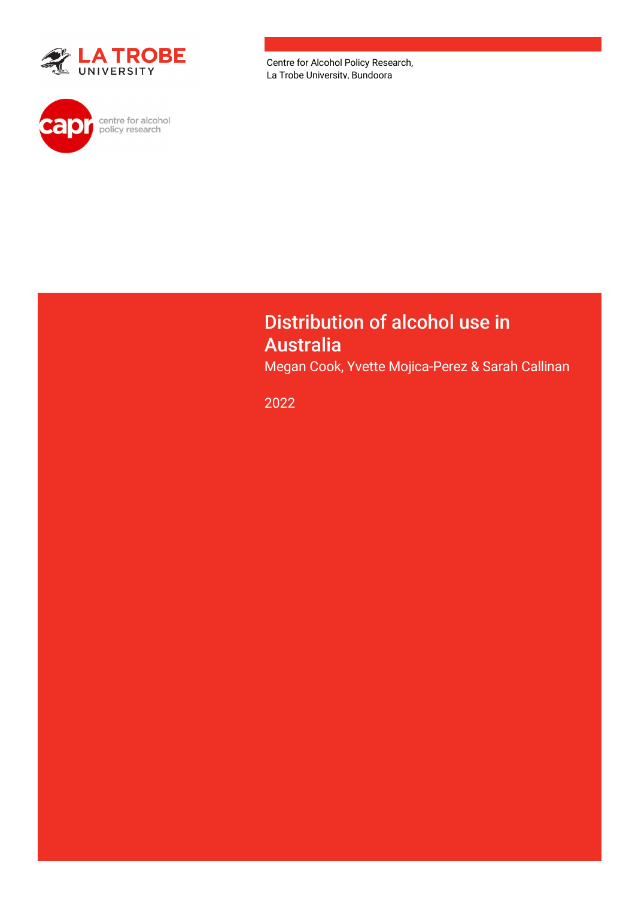LA TROBE UNIVERSITY

capr centre for alcohol policy research

Centre for Alcohol Policy Research,
La Trobe University, Bundoora

# Distribution of alcohol use in Australia

Megan Cook, Yvette Mojica-Perez & Sarah Callinan

2022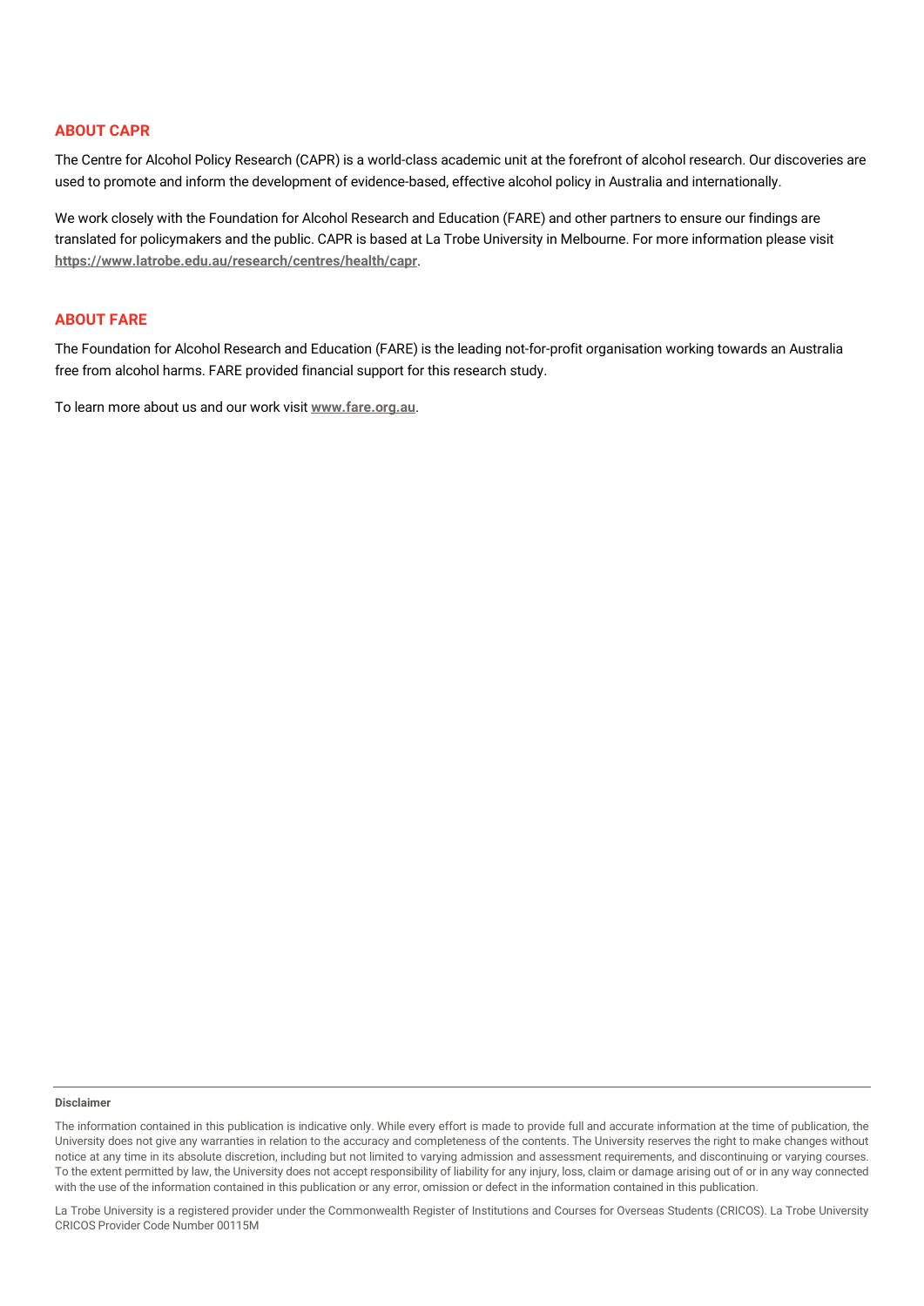## ABOUT CAPR

The Centre for Alcohol Policy Research (CAPR) is a world-class academic unit at the forefront of alcohol research. Our discoveries are used to promote and inform the development of evidence-based, effective alcohol policy in Australia and internationally.

We work closely with the Foundation for Alcohol Research and Education (FARE) and other partners to ensure our findings are translated for policymakers and the public. CAPR is based at La Trobe University in Melbourne. For more information please visit **https://www.latrobe.edu.au/research/centres/health/capr**.

## ABOUT FARE

The Foundation for Alcohol Research and Education (FARE) is the leading not-for-profit organisation working towards an Australia free from alcohol harms. FARE provided financial support for this research study.

To learn more about us and our work visit **www.fare.org.au**.

---

**Disclaimer**

The information contained in this publication is indicative only. While every effort is made to provide full and accurate information at the time of publication, the University does not give any warranties in relation to the accuracy and completeness of the contents. The University reserves the right to make changes without notice at any time in its absolute discretion, including but not limited to varying admission and assessment requirements, and discontinuing or varying courses. To the extent permitted by law, the University does not accept responsibility of liability for any injury, loss, claim or damage arising out of or in any way connected with the use of the information contained in this publication or any error, omission or defect in the information contained in this publication.

La Trobe University is a registered provider under the Commonwealth Register of Institutions and Courses for Overseas Students (CRICOS). La Trobe University CRICOS Provider Code Number 00115M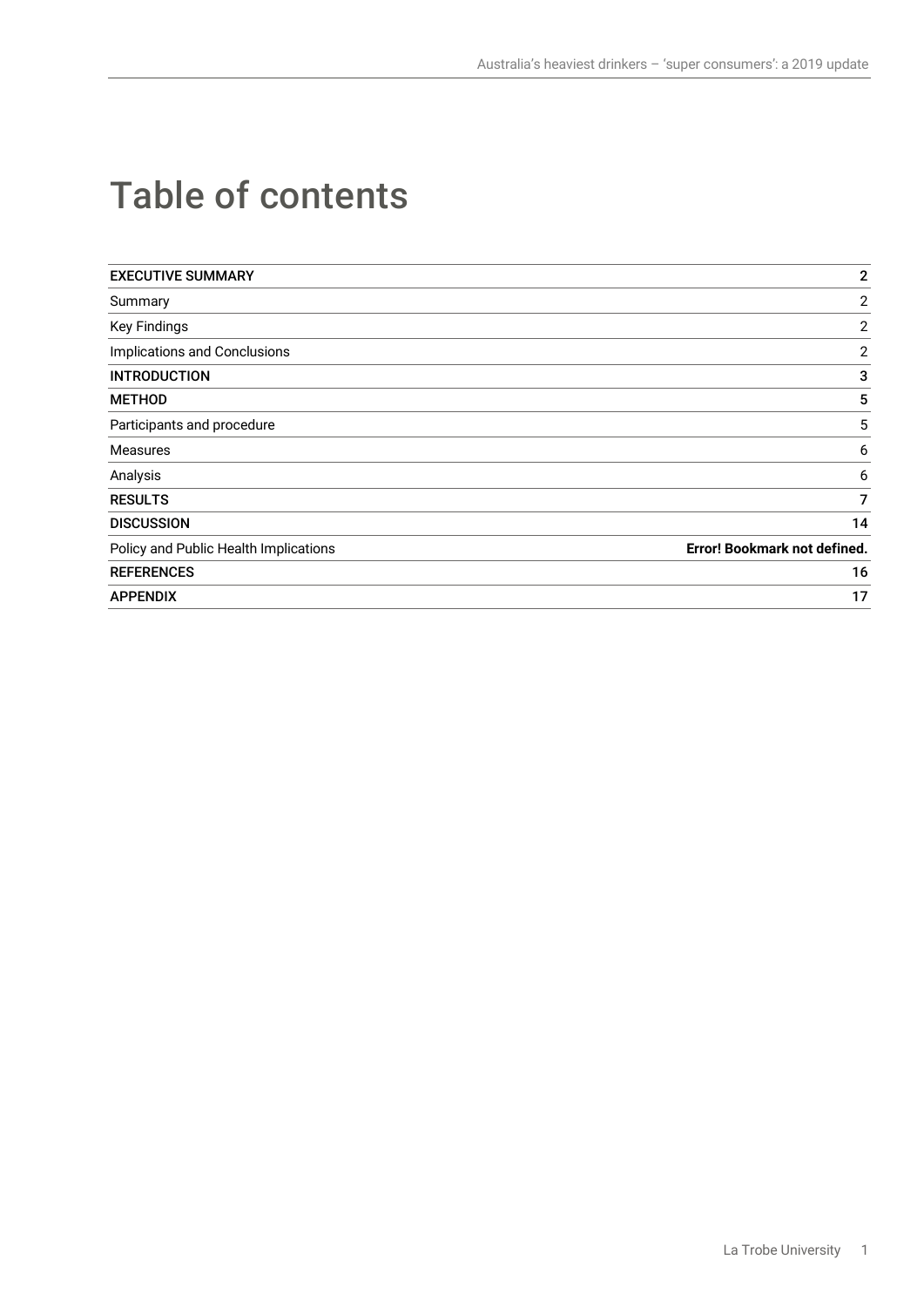# Table of contents

| | |
|---|---|
| **EXECUTIVE SUMMARY** | **2** |
| Summary | 2 |
| Key Findings | 2 |
| Implications and Conclusions | 2 |
| **INTRODUCTION** | **3** |
| **METHOD** | **5** |
| Participants and procedure | 5 |
| Measures | 6 |
| Analysis | 6 |
| **RESULTS** | **7** |
| **DISCUSSION** | **14** |
| Policy and Public Health Implications | **Error! Bookmark not defined.** |
| **REFERENCES** | **16** |
| **APPENDIX** | **17** |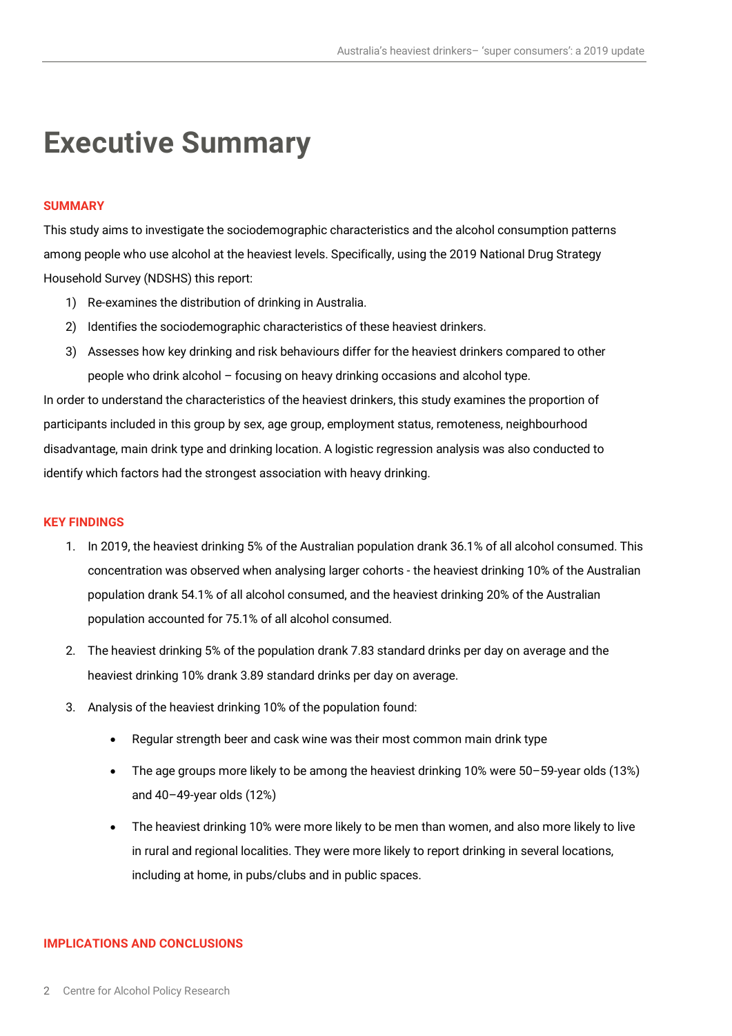# Executive Summary

**SUMMARY**

This study aims to investigate the sociodemographic characteristics and the alcohol consumption patterns among people who use alcohol at the heaviest levels. Specifically, using the 2019 National Drug Strategy Household Survey (NDSHS) this report:

1) Re-examines the distribution of drinking in Australia.
2) Identifies the sociodemographic characteristics of these heaviest drinkers.
3) Assesses how key drinking and risk behaviours differ for the heaviest drinkers compared to other people who drink alcohol – focusing on heavy drinking occasions and alcohol type.

In order to understand the characteristics of the heaviest drinkers, this study examines the proportion of participants included in this group by sex, age group, employment status, remoteness, neighbourhood disadvantage, main drink type and drinking location. A logistic regression analysis was also conducted to identify which factors had the strongest association with heavy drinking.

**KEY FINDINGS**

1. In 2019, the heaviest drinking 5% of the Australian population drank 36.1% of all alcohol consumed. This concentration was observed when analysing larger cohorts - the heaviest drinking 10% of the Australian population drank 54.1% of all alcohol consumed, and the heaviest drinking 20% of the Australian population accounted for 75.1% of all alcohol consumed.

2. The heaviest drinking 5% of the population drank 7.83 standard drinks per day on average and the heaviest drinking 10% drank 3.89 standard drinks per day on average.

3. Analysis of the heaviest drinking 10% of the population found:

   - Regular strength beer and cask wine was their most common main drink type
   - The age groups more likely to be among the heaviest drinking 10% were 50–59-year olds (13%) and 40–49-year olds (12%)
   - The heaviest drinking 10% were more likely to be men than women, and also more likely to live in rural and regional localities. They were more likely to report drinking in several locations, including at home, in pubs/clubs and in public spaces.

**IMPLICATIONS AND CONCLUSIONS**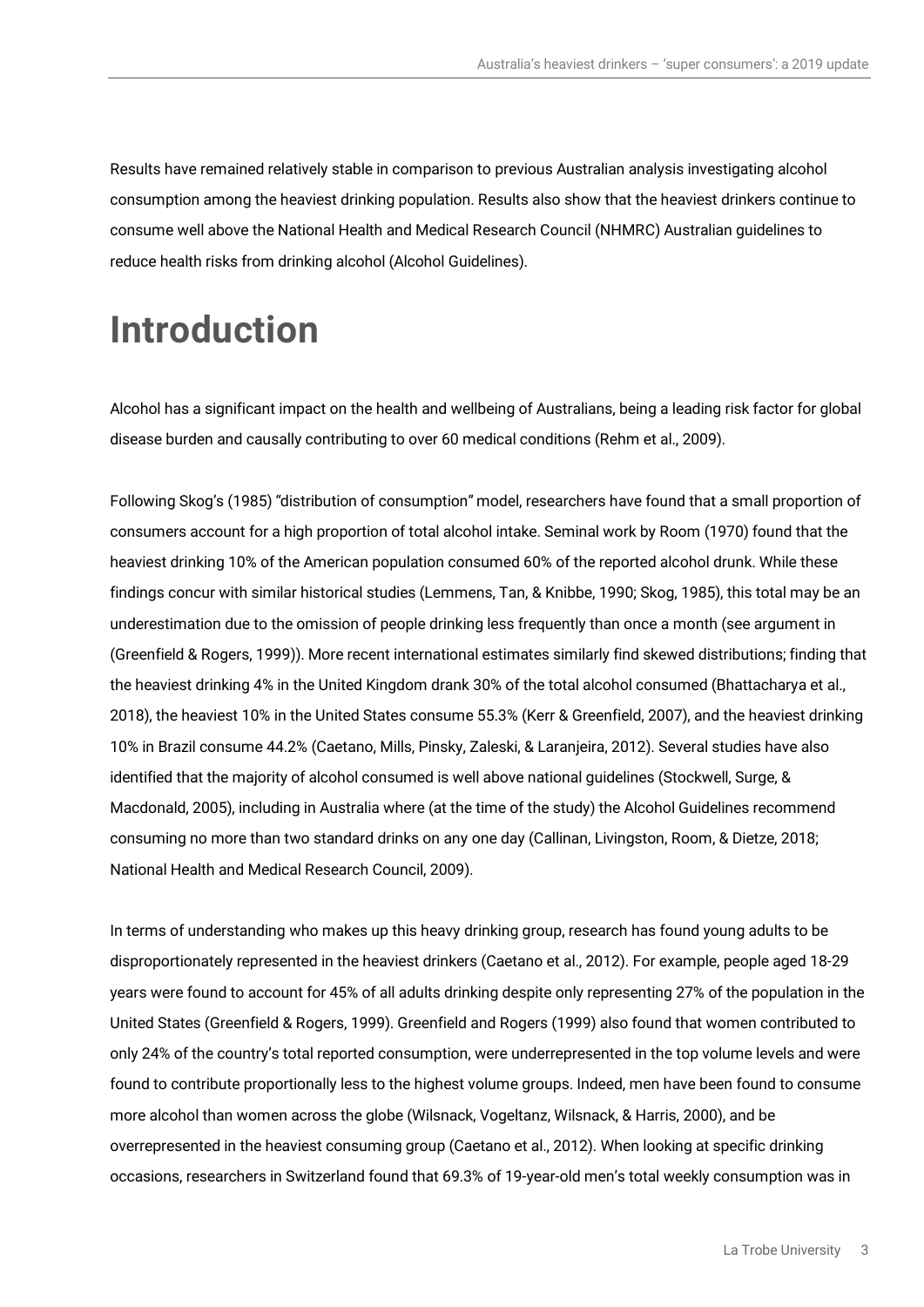Results have remained relatively stable in comparison to previous Australian analysis investigating alcohol consumption among the heaviest drinking population. Results also show that the heaviest drinkers continue to consume well above the National Health and Medical Research Council (NHMRC) Australian guidelines to reduce health risks from drinking alcohol (Alcohol Guidelines).

# Introduction

Alcohol has a significant impact on the health and wellbeing of Australians, being a leading risk factor for global disease burden and causally contributing to over 60 medical conditions (Rehm et al., 2009).

Following Skog's (1985) "distribution of consumption" model, researchers have found that a small proportion of consumers account for a high proportion of total alcohol intake. Seminal work by Room (1970) found that the heaviest drinking 10% of the American population consumed 60% of the reported alcohol drunk. While these findings concur with similar historical studies (Lemmens, Tan, & Knibbe, 1990; Skog, 1985), this total may be an underestimation due to the omission of people drinking less frequently than once a month (see argument in (Greenfield & Rogers, 1999)). More recent international estimates similarly find skewed distributions; finding that the heaviest drinking 4% in the United Kingdom drank 30% of the total alcohol consumed (Bhattacharya et al., 2018), the heaviest 10% in the United States consume 55.3% (Kerr & Greenfield, 2007), and the heaviest drinking 10% in Brazil consume 44.2% (Caetano, Mills, Pinsky, Zaleski, & Laranjeira, 2012). Several studies have also identified that the majority of alcohol consumed is well above national guidelines (Stockwell, Surge, & Macdonald, 2005), including in Australia where (at the time of the study) the Alcohol Guidelines recommend consuming no more than two standard drinks on any one day (Callinan, Livingston, Room, & Dietze, 2018; National Health and Medical Research Council, 2009).

In terms of understanding who makes up this heavy drinking group, research has found young adults to be disproportionately represented in the heaviest drinkers (Caetano et al., 2012). For example, people aged 18-29 years were found to account for 45% of all adults drinking despite only representing 27% of the population in the United States (Greenfield & Rogers, 1999). Greenfield and Rogers (1999) also found that women contributed to only 24% of the country's total reported consumption, were underrepresented in the top volume levels and were found to contribute proportionally less to the highest volume groups. Indeed, men have been found to consume more alcohol than women across the globe (Wilsnack, Vogeltanz, Wilsnack, & Harris, 2000), and be overrepresented in the heaviest consuming group (Caetano et al., 2012). When looking at specific drinking occasions, researchers in Switzerland found that 69.3% of 19-year-old men's total weekly consumption was in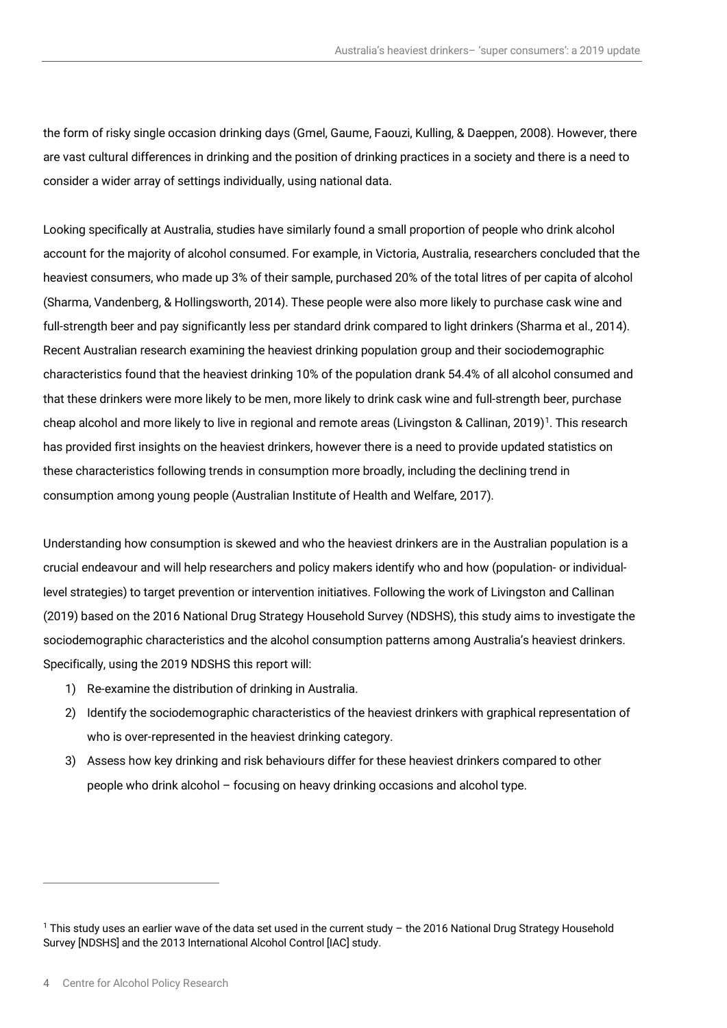the form of risky single occasion drinking days (Gmel, Gaume, Faouzi, Kulling, & Daeppen, 2008). However, there are vast cultural differences in drinking and the position of drinking practices in a society and there is a need to consider a wider array of settings individually, using national data.

Looking specifically at Australia, studies have similarly found a small proportion of people who drink alcohol account for the majority of alcohol consumed. For example, in Victoria, Australia, researchers concluded that the heaviest consumers, who made up 3% of their sample, purchased 20% of the total litres of per capita of alcohol (Sharma, Vandenberg, & Hollingsworth, 2014). These people were also more likely to purchase cask wine and full-strength beer and pay significantly less per standard drink compared to light drinkers (Sharma et al., 2014). Recent Australian research examining the heaviest drinking population group and their sociodemographic characteristics found that the heaviest drinking 10% of the population drank 54.4% of all alcohol consumed and that these drinkers were more likely to be men, more likely to drink cask wine and full-strength beer, purchase cheap alcohol and more likely to live in regional and remote areas (Livingston & Callinan, 2019)[1]. This research has provided first insights on the heaviest drinkers, however there is a need to provide updated statistics on these characteristics following trends in consumption more broadly, including the declining trend in consumption among young people (Australian Institute of Health and Welfare, 2017).

Understanding how consumption is skewed and who the heaviest drinkers are in the Australian population is a crucial endeavour and will help researchers and policy makers identify who and how (population- or individual-level strategies) to target prevention or intervention initiatives. Following the work of Livingston and Callinan (2019) based on the 2016 National Drug Strategy Household Survey (NDSHS), this study aims to investigate the sociodemographic characteristics and the alcohol consumption patterns among Australia's heaviest drinkers. Specifically, using the 2019 NDSHS this report will:

1) Re-examine the distribution of drinking in Australia.
2) Identify the sociodemographic characteristics of the heaviest drinkers with graphical representation of who is over-represented in the heaviest drinking category.
3) Assess how key drinking and risk behaviours differ for these heaviest drinkers compared to other people who drink alcohol – focusing on heavy drinking occasions and alcohol type.

---

[1] This study uses an earlier wave of the data set used in the current study – the 2016 National Drug Strategy Household Survey [NDSHS] and the 2013 International Alcohol Control [IAC] study.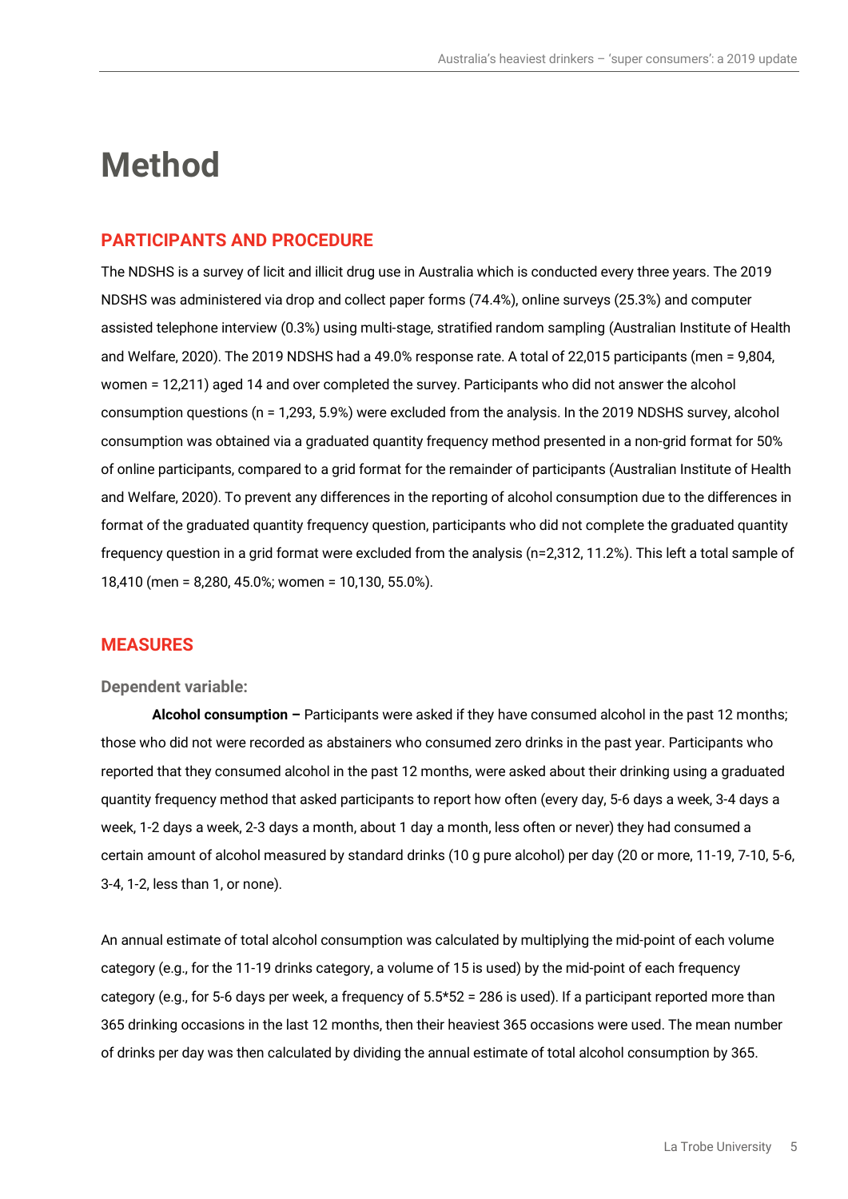# Method

## PARTICIPANTS AND PROCEDURE

The NDSHS is a survey of licit and illicit drug use in Australia which is conducted every three years. The 2019 NDSHS was administered via drop and collect paper forms (74.4%), online surveys (25.3%) and computer assisted telephone interview (0.3%) using multi-stage, stratified random sampling (Australian Institute of Health and Welfare, 2020). The 2019 NDSHS had a 49.0% response rate. A total of 22,015 participants (men = 9,804, women = 12,211) aged 14 and over completed the survey. Participants who did not answer the alcohol consumption questions (n = 1,293, 5.9%) were excluded from the analysis. In the 2019 NDSHS survey, alcohol consumption was obtained via a graduated quantity frequency method presented in a non-grid format for 50% of online participants, compared to a grid format for the remainder of participants (Australian Institute of Health and Welfare, 2020). To prevent any differences in the reporting of alcohol consumption due to the differences in format of the graduated quantity frequency question, participants who did not complete the graduated quantity frequency question in a grid format were excluded from the analysis (n=2,312, 11.2%). This left a total sample of 18,410 (men = 8,280, 45.0%; women = 10,130, 55.0%).

## MEASURES

### Dependent variable:

**Alcohol consumption –** Participants were asked if they have consumed alcohol in the past 12 months; those who did not were recorded as abstainers who consumed zero drinks in the past year. Participants who reported that they consumed alcohol in the past 12 months, were asked about their drinking using a graduated quantity frequency method that asked participants to report how often (every day, 5-6 days a week, 3-4 days a week, 1-2 days a week, 2-3 days a month, about 1 day a month, less often or never) they had consumed a certain amount of alcohol measured by standard drinks (10 g pure alcohol) per day (20 or more, 11-19, 7-10, 5-6, 3-4, 1-2, less than 1, or none).

An annual estimate of total alcohol consumption was calculated by multiplying the mid-point of each volume category (e.g., for the 11-19 drinks category, a volume of 15 is used) by the mid-point of each frequency category (e.g., for 5-6 days per week, a frequency of 5.5*52 = 286 is used). If a participant reported more than 365 drinking occasions in the last 12 months, then their heaviest 365 occasions were used. The mean number of drinks per day was then calculated by dividing the annual estimate of total alcohol consumption by 365.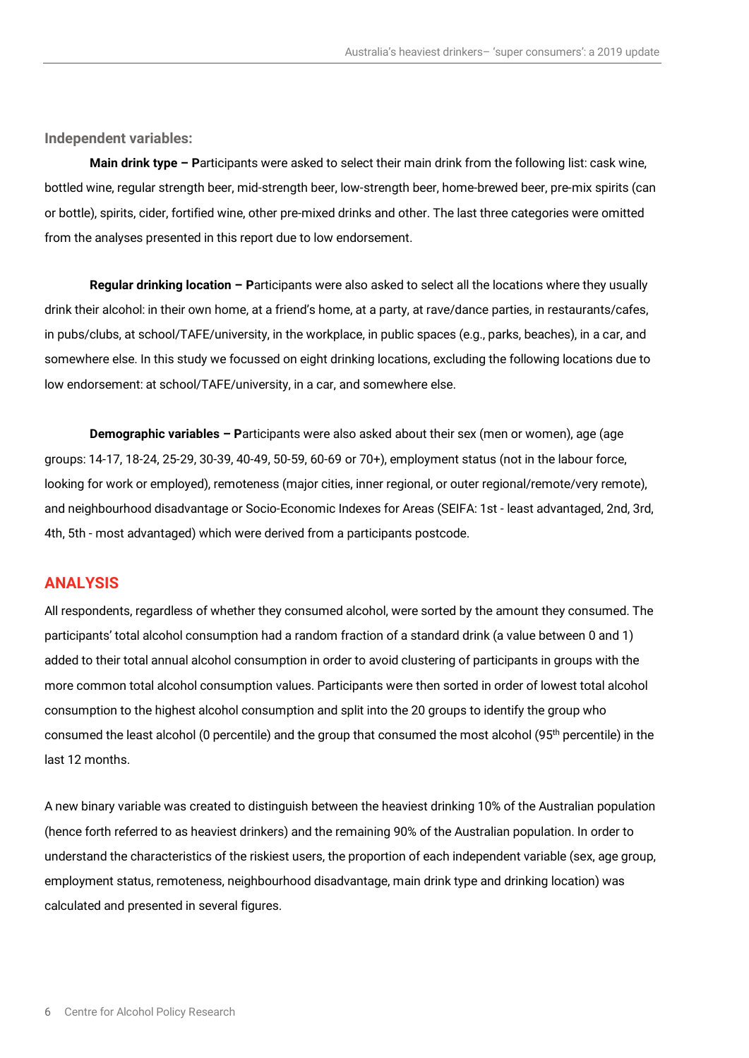### Independent variables:

**Main drink type – P**articipants were asked to select their main drink from the following list: cask wine, bottled wine, regular strength beer, mid-strength beer, low-strength beer, home-brewed beer, pre-mix spirits (can or bottle), spirits, cider, fortified wine, other pre-mixed drinks and other. The last three categories were omitted from the analyses presented in this report due to low endorsement.

**Regular drinking location – P**articipants were also asked to select all the locations where they usually drink their alcohol: in their own home, at a friend's home, at a party, at rave/dance parties, in restaurants/cafes, in pubs/clubs, at school/TAFE/university, in the workplace, in public spaces (e.g., parks, beaches), in a car, and somewhere else. In this study we focussed on eight drinking locations, excluding the following locations due to low endorsement: at school/TAFE/university, in a car, and somewhere else.

**Demographic variables – P**articipants were also asked about their sex (men or women), age (age groups: 14-17, 18-24, 25-29, 30-39, 40-49, 50-59, 60-69 or 70+), employment status (not in the labour force, looking for work or employed), remoteness (major cities, inner regional, or outer regional/remote/very remote), and neighbourhood disadvantage or Socio-Economic Indexes for Areas (SEIFA: 1st - least advantaged, 2nd, 3rd, 4th, 5th - most advantaged) which were derived from a participants postcode.

## ANALYSIS

All respondents, regardless of whether they consumed alcohol, were sorted by the amount they consumed. The participants' total alcohol consumption had a random fraction of a standard drink (a value between 0 and 1) added to their total annual alcohol consumption in order to avoid clustering of participants in groups with the more common total alcohol consumption values. Participants were then sorted in order of lowest total alcohol consumption to the highest alcohol consumption and split into the 20 groups to identify the group who consumed the least alcohol (0 percentile) and the group that consumed the most alcohol (95th percentile) in the last 12 months.

A new binary variable was created to distinguish between the heaviest drinking 10% of the Australian population (hence forth referred to as heaviest drinkers) and the remaining 90% of the Australian population. In order to understand the characteristics of the riskiest users, the proportion of each independent variable (sex, age group, employment status, remoteness, neighbourhood disadvantage, main drink type and drinking location) was calculated and presented in several figures.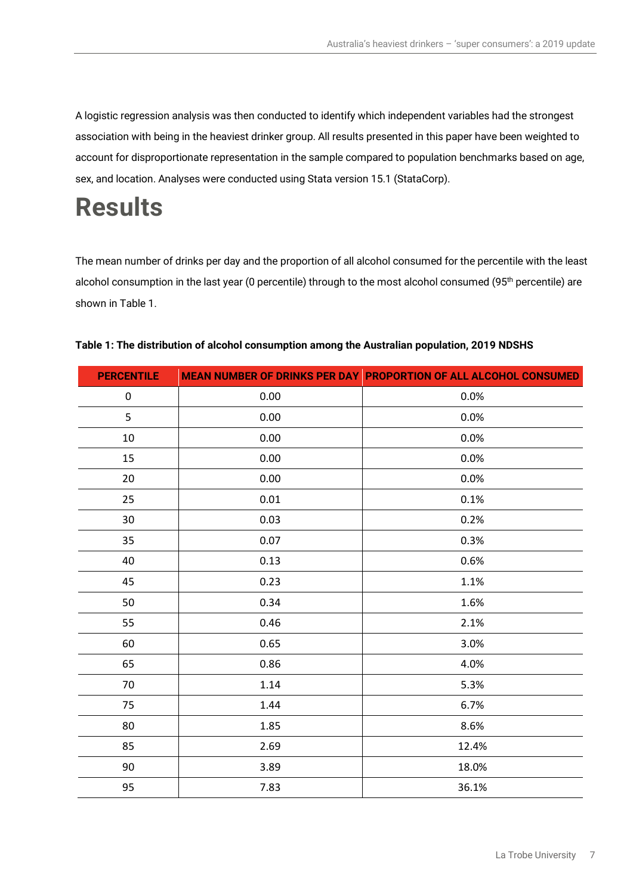A logistic regression analysis was then conducted to identify which independent variables had the strongest association with being in the heaviest drinker group. All results presented in this paper have been weighted to account for disproportionate representation in the sample compared to population benchmarks based on age, sex, and location. Analyses were conducted using Stata version 15.1 (StataCorp).

# Results

The mean number of drinks per day and the proportion of all alcohol consumed for the percentile with the least alcohol consumption in the last year (0 percentile) through to the most alcohol consumed (95th percentile) are shown in Table 1.

**Table 1: The distribution of alcohol consumption among the Australian population, 2019 NDSHS**

| PERCENTILE | MEAN NUMBER OF DRINKS PER DAY | PROPORTION OF ALL ALCOHOL CONSUMED |
|---|---|---|
| 0 | 0.00 | 0.0% |
| 5 | 0.00 | 0.0% |
| 10 | 0.00 | 0.0% |
| 15 | 0.00 | 0.0% |
| 20 | 0.00 | 0.0% |
| 25 | 0.01 | 0.1% |
| 30 | 0.03 | 0.2% |
| 35 | 0.07 | 0.3% |
| 40 | 0.13 | 0.6% |
| 45 | 0.23 | 1.1% |
| 50 | 0.34 | 1.6% |
| 55 | 0.46 | 2.1% |
| 60 | 0.65 | 3.0% |
| 65 | 0.86 | 4.0% |
| 70 | 1.14 | 5.3% |
| 75 | 1.44 | 6.7% |
| 80 | 1.85 | 8.6% |
| 85 | 2.69 | 12.4% |
| 90 | 3.89 | 18.0% |
| 95 | 7.83 | 36.1% |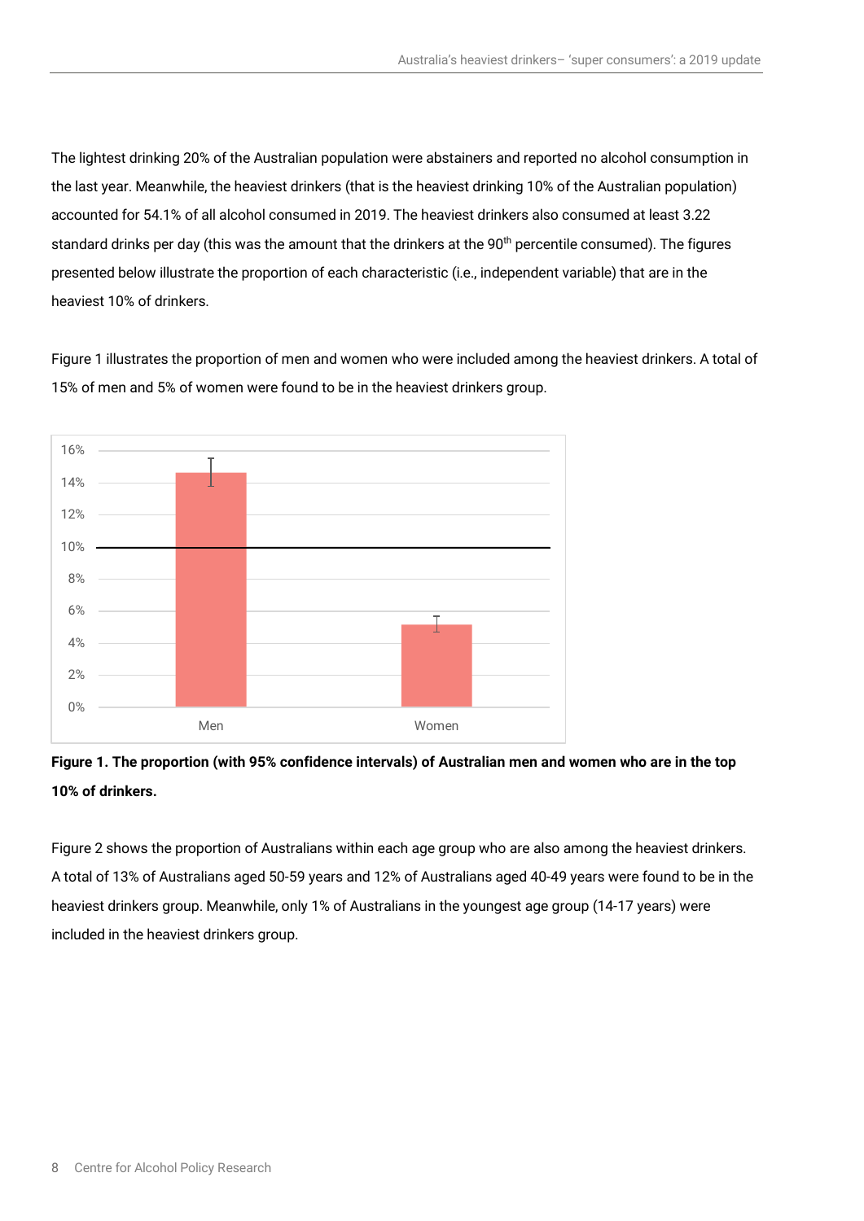The lightest drinking 20% of the Australian population were abstainers and reported no alcohol consumption in the last year. Meanwhile, the heaviest drinkers (that is the heaviest drinking 10% of the Australian population) accounted for 54.1% of all alcohol consumed in 2019. The heaviest drinkers also consumed at least 3.22 standard drinks per day (this was the amount that the drinkers at the 90th percentile consumed). The figures presented below illustrate the proportion of each characteristic (i.e., independent variable) that are in the heaviest 10% of drinkers.

Figure 1 illustrates the proportion of men and women who were included among the heaviest drinkers. A total of 15% of men and 5% of women were found to be in the heaviest drinkers group.

**Figure 1. The proportion (with 95% confidence intervals) of Australian men and women who are in the top 10% of drinkers.**

Figure 2 shows the proportion of Australians within each age group who are also among the heaviest drinkers. A total of 13% of Australians aged 50-59 years and 12% of Australians aged 40-49 years were found to be in the heaviest drinkers group. Meanwhile, only 1% of Australians in the youngest age group (14-17 years) were included in the heaviest drinkers group.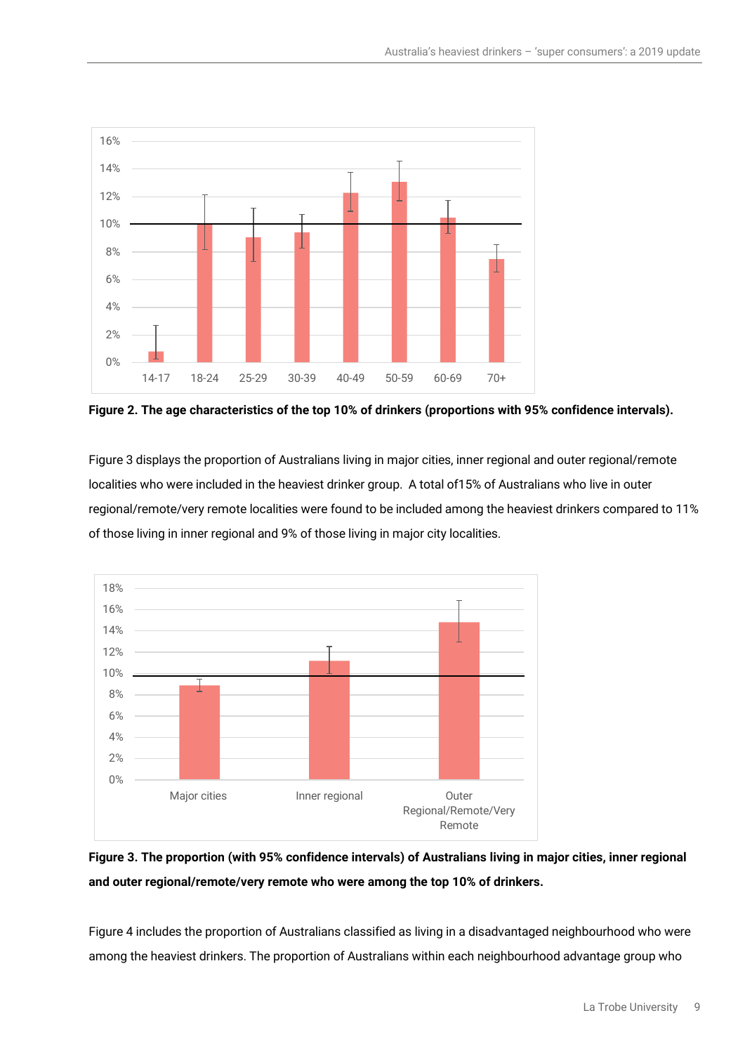**Figure 2. The age characteristics of the top 10% of drinkers (proportions with 95% confidence intervals).**

Figure 3 displays the proportion of Australians living in major cities, inner regional and outer regional/remote localities who were included in the heaviest drinker group. A total of15% of Australians who live in outer regional/remote/very remote localities were found to be included among the heaviest drinkers compared to 11% of those living in inner regional and 9% of those living in major city localities.

**Figure 3. The proportion (with 95% confidence intervals) of Australians living in major cities, inner regional and outer regional/remote/very remote who were among the top 10% of drinkers.**

Figure 4 includes the proportion of Australians classified as living in a disadvantaged neighbourhood who were among the heaviest drinkers. The proportion of Australians within each neighbourhood advantage group who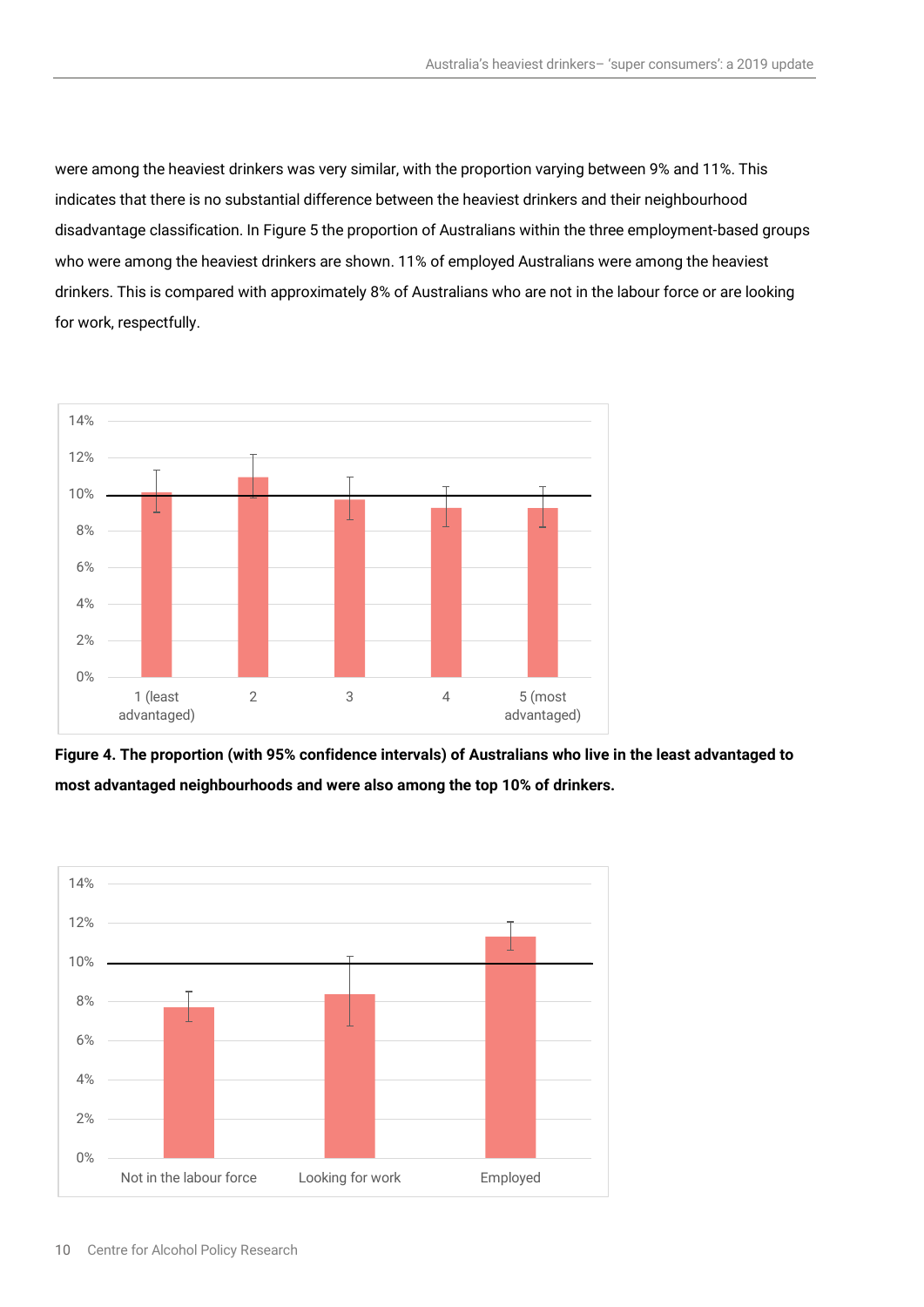were among the heaviest drinkers was very similar, with the proportion varying between 9% and 11%. This indicates that there is no substantial difference between the heaviest drinkers and their neighbourhood disadvantage classification. In Figure 5 the proportion of Australians within the three employment-based groups who were among the heaviest drinkers are shown. 11% of employed Australians were among the heaviest drinkers. This is compared with approximately 8% of Australians who are not in the labour force or are looking for work, respectfully.

**Figure 4. The proportion (with 95% confidence intervals) of Australians who live in the least advantaged to most advantaged neighbourhoods and were also among the top 10% of drinkers.**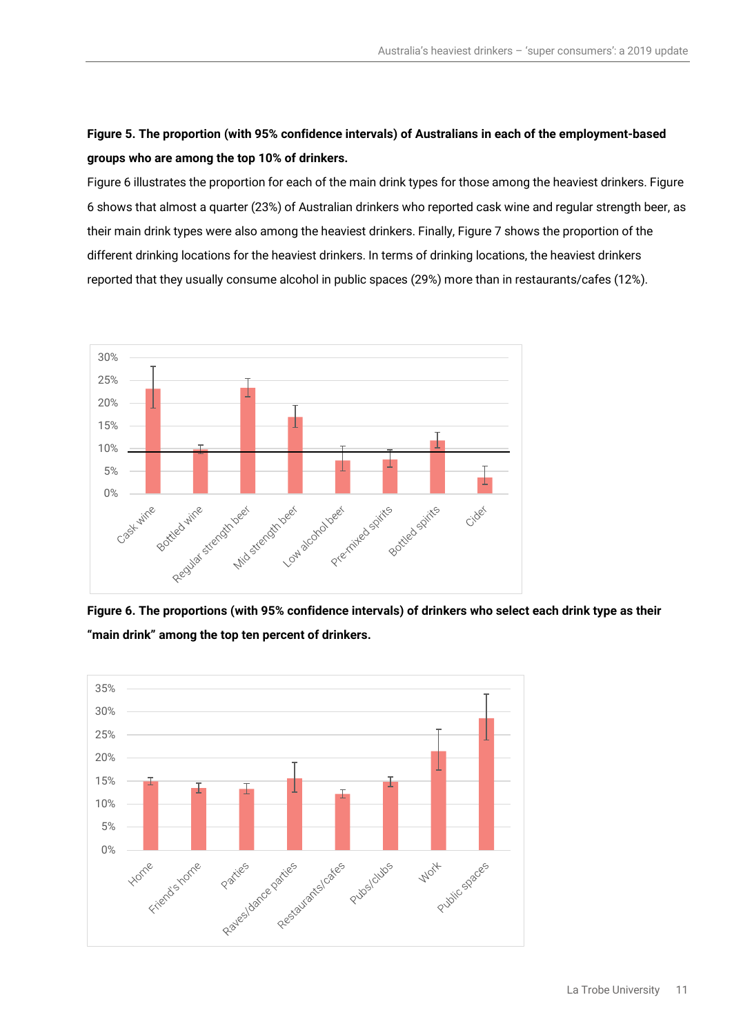**Figure 5. The proportion (with 95% confidence intervals) of Australians in each of the employment-based groups who are among the top 10% of drinkers.**

Figure 6 illustrates the proportion for each of the main drink types for those among the heaviest drinkers. Figure 6 shows that almost a quarter (23%) of Australian drinkers who reported cask wine and regular strength beer, as their main drink types were also among the heaviest drinkers. Finally, Figure 7 shows the proportion of the different drinking locations for the heaviest drinkers. In terms of drinking locations, the heaviest drinkers reported that they usually consume alcohol in public spaces (29%) more than in restaurants/cafes (12%).

**Figure 6. The proportions (with 95% confidence intervals) of drinkers who select each drink type as their "main drink" among the top ten percent of drinkers.**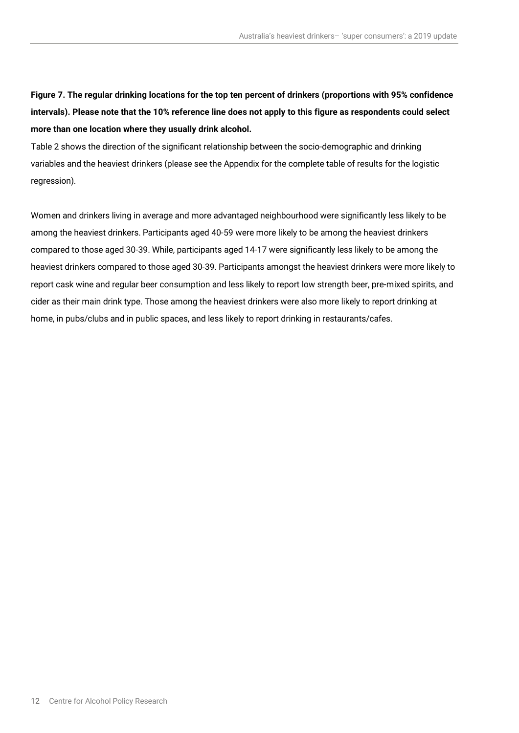**Figure 7. The regular drinking locations for the top ten percent of drinkers (proportions with 95% confidence intervals). Please note that the 10% reference line does not apply to this figure as respondents could select more than one location where they usually drink alcohol.**

Table 2 shows the direction of the significant relationship between the socio-demographic and drinking variables and the heaviest drinkers (please see the Appendix for the complete table of results for the logistic regression).

Women and drinkers living in average and more advantaged neighbourhood were significantly less likely to be among the heaviest drinkers. Participants aged 40-59 were more likely to be among the heaviest drinkers compared to those aged 30-39. While, participants aged 14-17 were significantly less likely to be among the heaviest drinkers compared to those aged 30-39. Participants amongst the heaviest drinkers were more likely to report cask wine and regular beer consumption and less likely to report low strength beer, pre-mixed spirits, and cider as their main drink type. Those among the heaviest drinkers were also more likely to report drinking at home, in pubs/clubs and in public spaces, and less likely to report drinking in restaurants/cafes.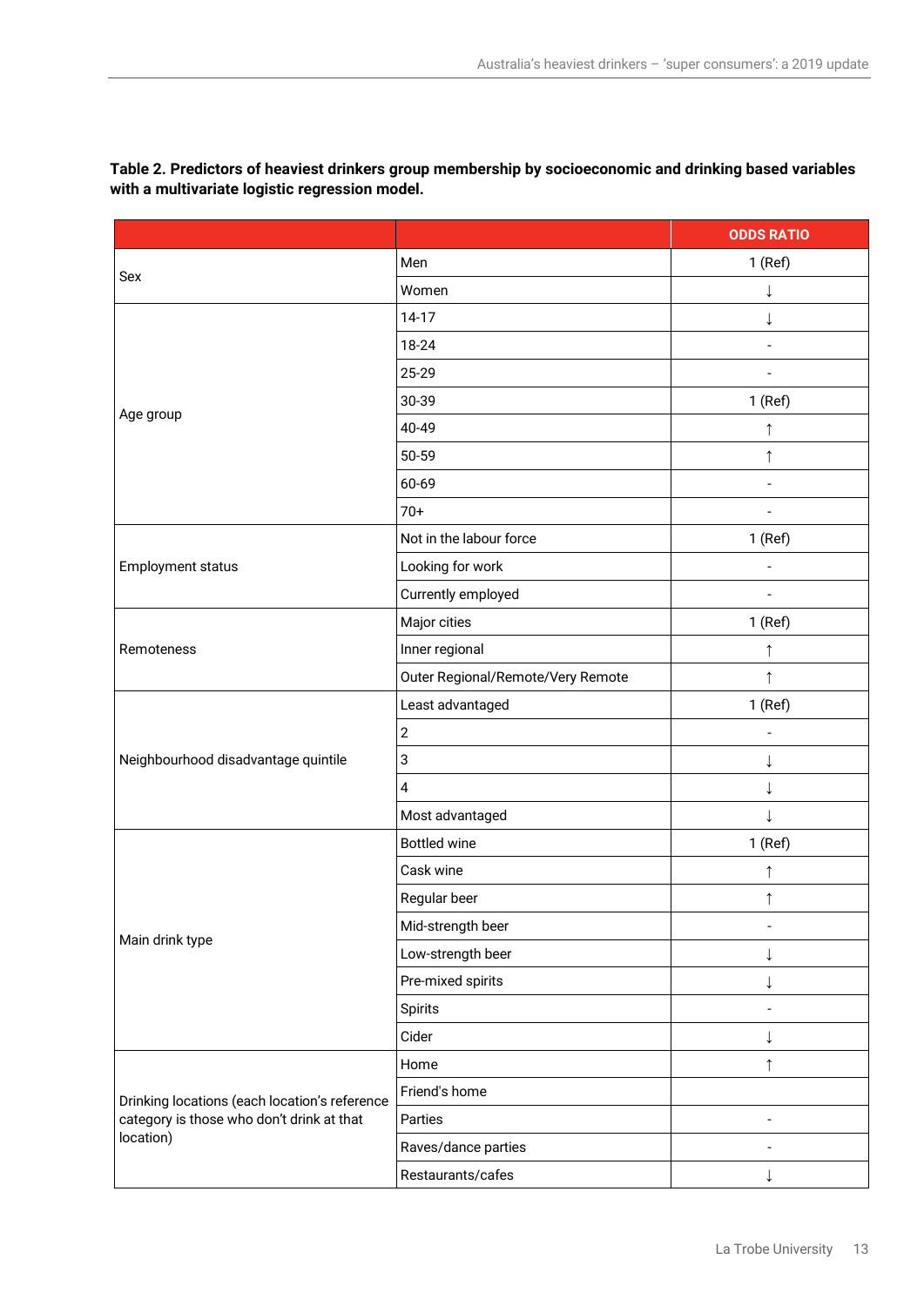**Table 2. Predictors of heaviest drinkers group membership by socioeconomic and drinking based variables with a multivariate logistic regression model.**

| | | ODDS RATIO |
|---|---|---|
| Sex | Men | 1 (Ref) |
| | Women | ↓ |
| Age group | 14-17 | ↓ |
| | 18-24 | - |
| | 25-29 | - |
| | 30-39 | 1 (Ref) |
| | 40-49 | ↑ |
| | 50-59 | ↑ |
| | 60-69 | - |
| | 70+ | - |
| Employment status | Not in the labour force | 1 (Ref) |
| | Looking for work | - |
| | Currently employed | - |
| Remoteness | Major cities | 1 (Ref) |
| | Inner regional | ↑ |
| | Outer Regional/Remote/Very Remote | ↑ |
| Neighbourhood disadvantage quintile | Least advantaged | 1 (Ref) |
| | 2 | - |
| | 3 | ↓ |
| | 4 | ↓ |
| | Most advantaged | ↓ |
| Main drink type | Bottled wine | 1 (Ref) |
| | Cask wine | ↑ |
| | Regular beer | ↑ |
| | Mid-strength beer | - |
| | Low-strength beer | ↓ |
| | Pre-mixed spirits | ↓ |
| | Spirits | - |
| | Cider | ↓ |
| Drinking locations (each location's reference category is those who don't drink at that location) | Home | ↑ |
| | Friend's home | |
| | Parties | - |
| | Raves/dance parties | - |
| | Restaurants/cafes | ↓ |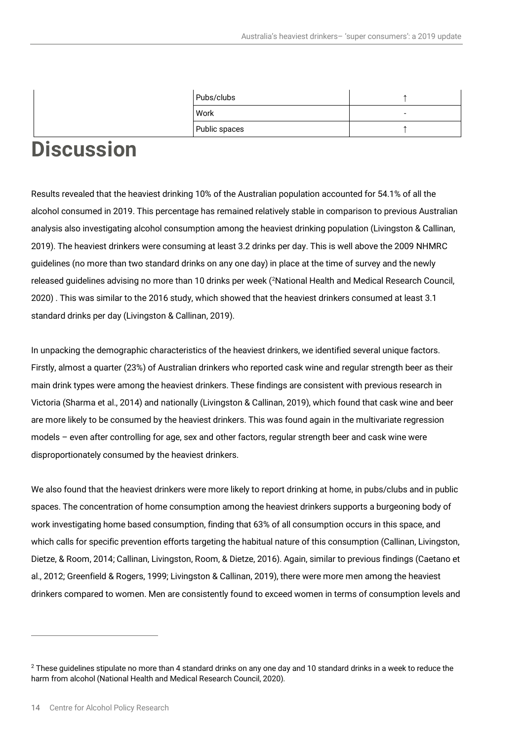| | | |
|---|---|---|
| | Pubs/clubs | ↑ |
| | Work | - |
| | Public spaces | ↑ |

# Discussion

Results revealed that the heaviest drinking 10% of the Australian population accounted for 54.1% of all the alcohol consumed in 2019. This percentage has remained relatively stable in comparison to previous Australian analysis also investigating alcohol consumption among the heaviest drinking population (Livingston & Callinan, 2019). The heaviest drinkers were consuming at least 3.2 drinks per day. This is well above the 2009 NHMRC guidelines (no more than two standard drinks on any one day) in place at the time of survey and the newly released guidelines advising no more than 10 drinks per week ([2]National Health and Medical Research Council, 2020) . This was similar to the 2016 study, which showed that the heaviest drinkers consumed at least 3.1 standard drinks per day (Livingston & Callinan, 2019).

In unpacking the demographic characteristics of the heaviest drinkers, we identified several unique factors. Firstly, almost a quarter (23%) of Australian drinkers who reported cask wine and regular strength beer as their main drink types were among the heaviest drinkers. These findings are consistent with previous research in Victoria (Sharma et al., 2014) and nationally (Livingston & Callinan, 2019), which found that cask wine and beer are more likely to be consumed by the heaviest drinkers. This was found again in the multivariate regression models – even after controlling for age, sex and other factors, regular strength beer and cask wine were disproportionately consumed by the heaviest drinkers.

We also found that the heaviest drinkers were more likely to report drinking at home, in pubs/clubs and in public spaces. The concentration of home consumption among the heaviest drinkers supports a burgeoning body of work investigating home based consumption, finding that 63% of all consumption occurs in this space, and which calls for specific prevention efforts targeting the habitual nature of this consumption (Callinan, Livingston, Dietze, & Room, 2014; Callinan, Livingston, Room, & Dietze, 2016). Again, similar to previous findings (Caetano et al., 2012; Greenfield & Rogers, 1999; Livingston & Callinan, 2019), there were more men among the heaviest drinkers compared to women. Men are consistently found to exceed women in terms of consumption levels and

[2] These guidelines stipulate no more than 4 standard drinks on any one day and 10 standard drinks in a week to reduce the harm from alcohol (National Health and Medical Research Council, 2020).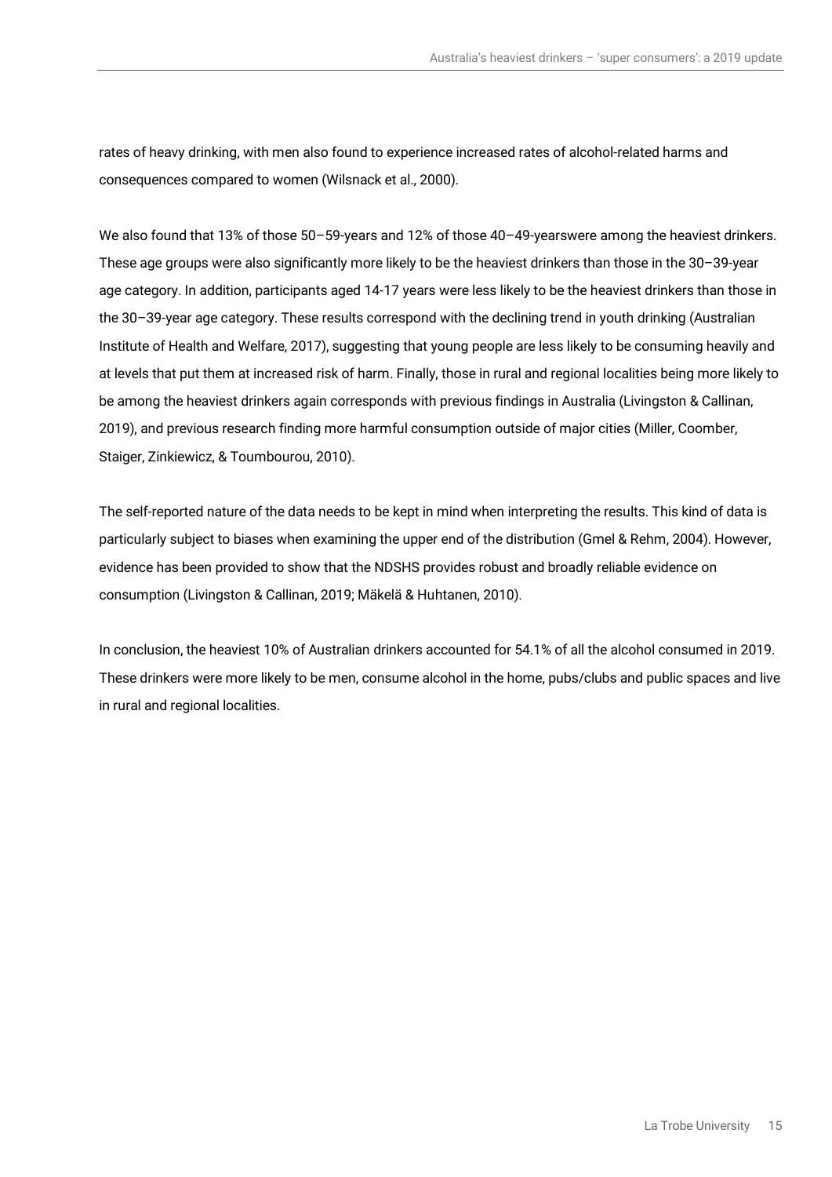rates of heavy drinking, with men also found to experience increased rates of alcohol-related harms and consequences compared to women (Wilsnack et al., 2000).

We also found that 13% of those 50–59-years and 12% of those 40–49-yearswere among the heaviest drinkers. These age groups were also significantly more likely to be the heaviest drinkers than those in the 30–39-year age category. In addition, participants aged 14-17 years were less likely to be the heaviest drinkers than those in the 30–39-year age category. These results correspond with the declining trend in youth drinking (Australian Institute of Health and Welfare, 2017), suggesting that young people are less likely to be consuming heavily and at levels that put them at increased risk of harm. Finally, those in rural and regional localities being more likely to be among the heaviest drinkers again corresponds with previous findings in Australia (Livingston & Callinan, 2019), and previous research finding more harmful consumption outside of major cities (Miller, Coomber, Staiger, Zinkiewicz, & Toumbourou, 2010).

The self-reported nature of the data needs to be kept in mind when interpreting the results. This kind of data is particularly subject to biases when examining the upper end of the distribution (Gmel & Rehm, 2004). However, evidence has been provided to show that the NDSHS provides robust and broadly reliable evidence on consumption (Livingston & Callinan, 2019; Mäkelä & Huhtanen, 2010).

In conclusion, the heaviest 10% of Australian drinkers accounted for 54.1% of all the alcohol consumed in 2019. These drinkers were more likely to be men, consume alcohol in the home, pubs/clubs and public spaces and live in rural and regional localities.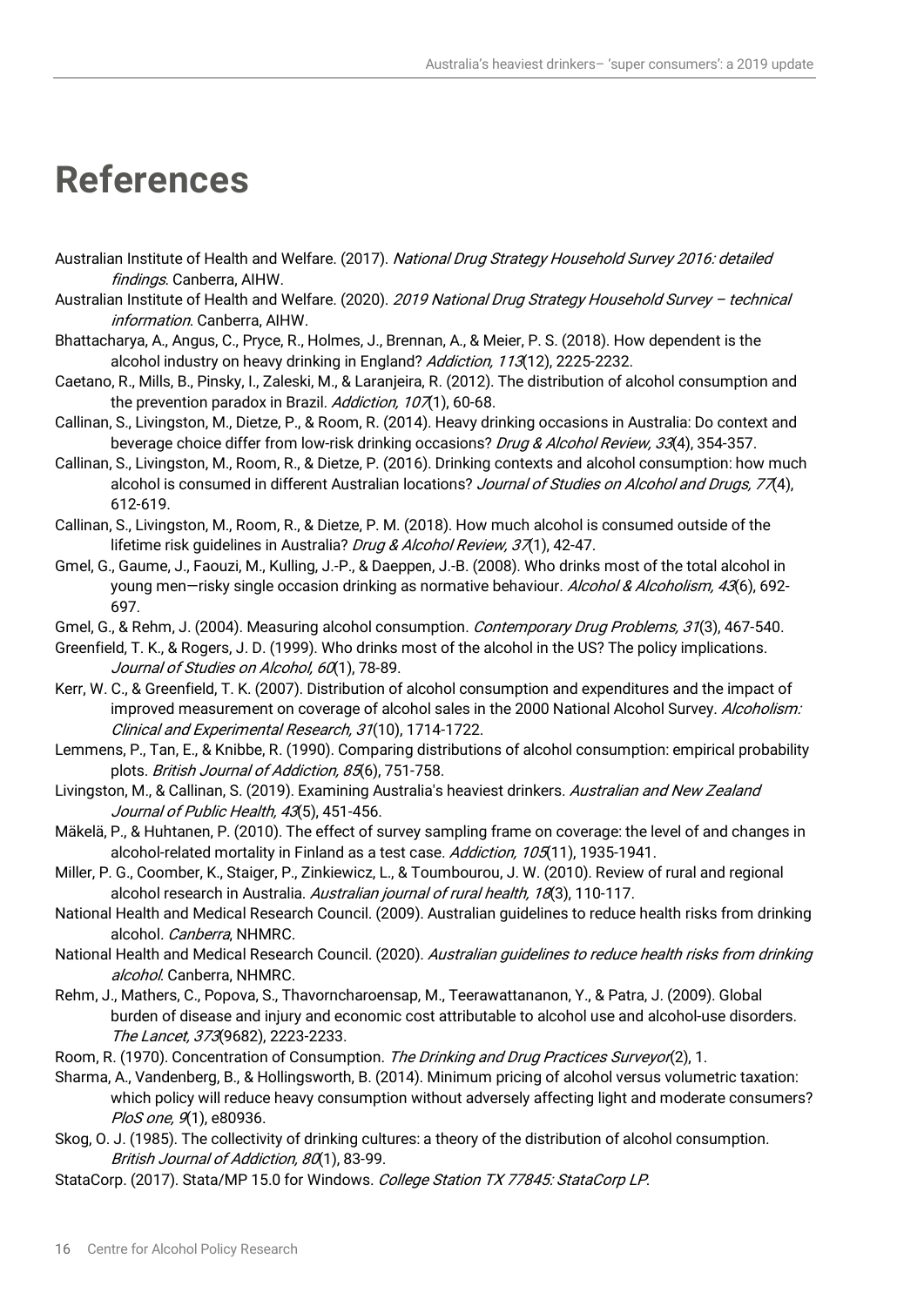# References

Australian Institute of Health and Welfare. (2017). *National Drug Strategy Household Survey 2016: detailed findings*. Canberra, AIHW.

Australian Institute of Health and Welfare. (2020). *2019 National Drug Strategy Household Survey – technical information*. Canberra, AIHW.

Bhattacharya, A., Angus, C., Pryce, R., Holmes, J., Brennan, A., & Meier, P. S. (2018). How dependent is the alcohol industry on heavy drinking in England? *Addiction, 113*(12), 2225-2232.

Caetano, R., Mills, B., Pinsky, I., Zaleski, M., & Laranjeira, R. (2012). The distribution of alcohol consumption and the prevention paradox in Brazil. *Addiction, 107*(1), 60-68.

Callinan, S., Livingston, M., Dietze, P., & Room, R. (2014). Heavy drinking occasions in Australia: Do context and beverage choice differ from low-risk drinking occasions? *Drug & Alcohol Review, 33*(4), 354-357.

Callinan, S., Livingston, M., Room, R., & Dietze, P. (2016). Drinking contexts and alcohol consumption: how much alcohol is consumed in different Australian locations? *Journal of Studies on Alcohol and Drugs, 77*(4), 612-619.

Callinan, S., Livingston, M., Room, R., & Dietze, P. M. (2018). How much alcohol is consumed outside of the lifetime risk guidelines in Australia? *Drug & Alcohol Review, 37*(1), 42-47.

Gmel, G., Gaume, J., Faouzi, M., Kulling, J.-P., & Daeppen, J.-B. (2008). Who drinks most of the total alcohol in young men—risky single occasion drinking as normative behaviour. *Alcohol & Alcoholism, 43*(6), 692-697.

Gmel, G., & Rehm, J. (2004). Measuring alcohol consumption. *Contemporary Drug Problems, 31*(3), 467-540.

Greenfield, T. K., & Rogers, J. D. (1999). Who drinks most of the alcohol in the US? The policy implications. *Journal of Studies on Alcohol, 60*(1), 78-89.

Kerr, W. C., & Greenfield, T. K. (2007). Distribution of alcohol consumption and expenditures and the impact of improved measurement on coverage of alcohol sales in the 2000 National Alcohol Survey. *Alcoholism: Clinical and Experimental Research, 31*(10), 1714-1722.

Lemmens, P., Tan, E., & Knibbe, R. (1990). Comparing distributions of alcohol consumption: empirical probability plots. *British Journal of Addiction, 85*(6), 751-758.

Livingston, M., & Callinan, S. (2019). Examining Australia's heaviest drinkers. *Australian and New Zealand Journal of Public Health, 43*(5), 451-456.

Mäkelä, P., & Huhtanen, P. (2010). The effect of survey sampling frame on coverage: the level of and changes in alcohol-related mortality in Finland as a test case. *Addiction, 105*(11), 1935-1941.

Miller, P. G., Coomber, K., Staiger, P., Zinkiewicz, L., & Toumbourou, J. W. (2010). Review of rural and regional alcohol research in Australia. *Australian journal of rural health, 18*(3), 110-117.

National Health and Medical Research Council. (2009). Australian guidelines to reduce health risks from drinking alcohol. *Canberra*, NHMRC.

National Health and Medical Research Council. (2020). *Australian guidelines to reduce health risks from drinking alcohol*. Canberra, NHMRC.

Rehm, J., Mathers, C., Popova, S., Thavorncharoensap, M., Teerawattananon, Y., & Patra, J. (2009). Global burden of disease and injury and economic cost attributable to alcohol use and alcohol-use disorders. *The Lancet, 373*(9682), 2223-2233.

Room, R. (1970). Concentration of Consumption. *The Drinking and Drug Practices Surveyor*(2), 1.

Sharma, A., Vandenberg, B., & Hollingsworth, B. (2014). Minimum pricing of alcohol versus volumetric taxation: which policy will reduce heavy consumption without adversely affecting light and moderate consumers? *PloS one, 9*(1), e80936.

Skog, O. J. (1985). The collectivity of drinking cultures: a theory of the distribution of alcohol consumption. *British Journal of Addiction, 80*(1), 83-99.

StataCorp. (2017). Stata/MP 15.0 for Windows. *College Station TX 77845: StataCorp LP*.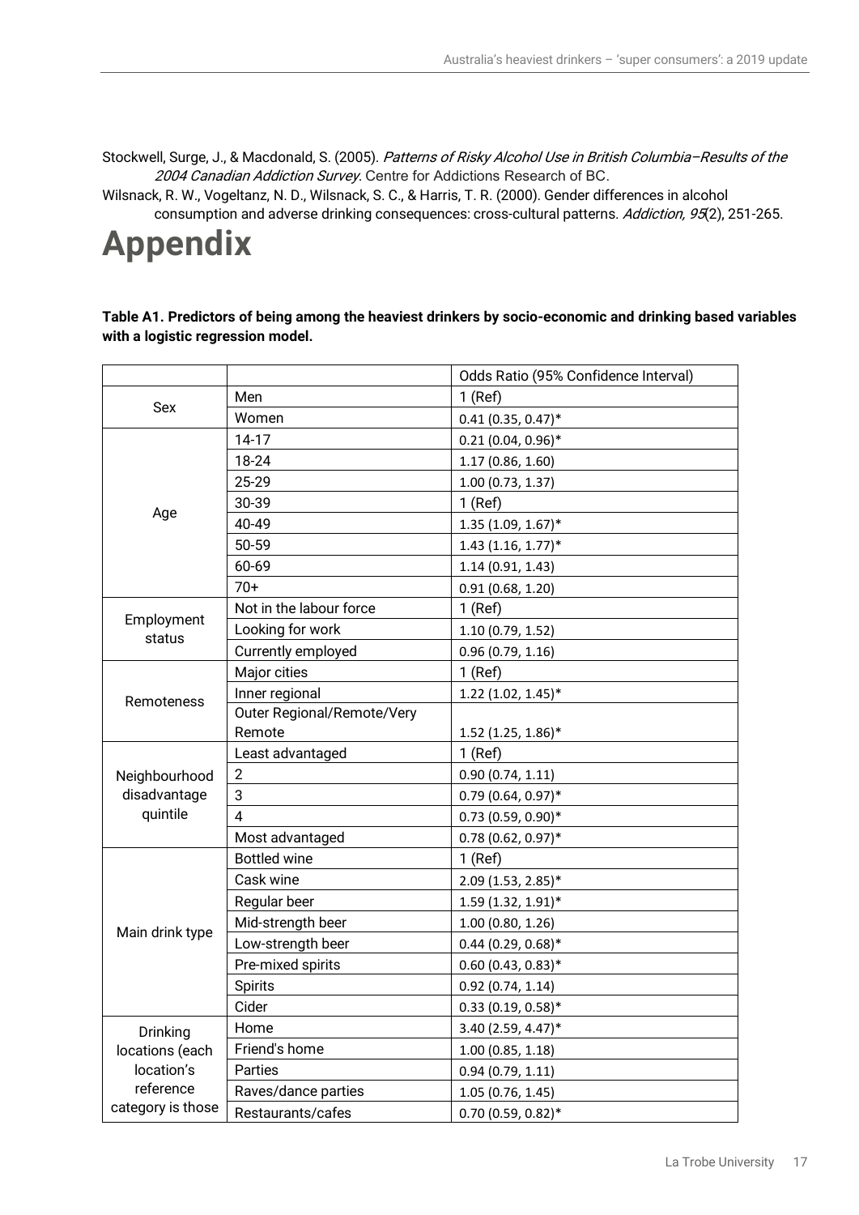Stockwell, Surge, J., & Macdonald, S. (2005). *Patterns of Risky Alcohol Use in British Columbia–Results of the 2004 Canadian Addiction Survey*. Centre for Addictions Research of BC.

Wilsnack, R. W., Vogeltanz, N. D., Wilsnack, S. C., & Harris, T. R. (2000). Gender differences in alcohol consumption and adverse drinking consequences: cross-cultural patterns. *Addiction, 95*(2), 251-265.

# Appendix

**Table A1. Predictors of being among the heaviest drinkers by socio-economic and drinking based variables with a logistic regression model.**

| | | Odds Ratio (95% Confidence Interval) |
|---|---|---|
| Sex | Men | 1 (Ref) |
| | Women | 0.41 (0.35, 0.47)* |
| Age | 14-17 | 0.21 (0.04, 0.96)* |
| | 18-24 | 1.17 (0.86, 1.60) |
| | 25-29 | 1.00 (0.73, 1.37) |
| | 30-39 | 1 (Ref) |
| | 40-49 | 1.35 (1.09, 1.67)* |
| | 50-59 | 1.43 (1.16, 1.77)* |
| | 60-69 | 1.14 (0.91, 1.43) |
| | 70+ | 0.91 (0.68, 1.20) |
| Employment status | Not in the labour force | 1 (Ref) |
| | Looking for work | 1.10 (0.79, 1.52) |
| | Currently employed | 0.96 (0.79, 1.16) |
| Remoteness | Major cities | 1 (Ref) |
| | Inner regional | 1.22 (1.02, 1.45)* |
| | Outer Regional/Remote/Very Remote | 1.52 (1.25, 1.86)* |
| Neighbourhood disadvantage quintile | Least advantaged | 1 (Ref) |
| | 2 | 0.90 (0.74, 1.11) |
| | 3 | 0.79 (0.64, 0.97)* |
| | 4 | 0.73 (0.59, 0.90)* |
| | Most advantaged | 0.78 (0.62, 0.97)* |
| Main drink type | Bottled wine | 1 (Ref) |
| | Cask wine | 2.09 (1.53, 2.85)* |
| | Regular beer | 1.59 (1.32, 1.91)* |
| | Mid-strength beer | 1.00 (0.80, 1.26) |
| | Low-strength beer | 0.44 (0.29, 0.68)* |
| | Pre-mixed spirits | 0.60 (0.43, 0.83)* |
| | Spirits | 0.92 (0.74, 1.14) |
| | Cider | 0.33 (0.19, 0.58)* |
| Drinking locations (each location's reference category is those | Home | 3.40 (2.59, 4.47)* |
| | Friend's home | 1.00 (0.85, 1.18) |
| | Parties | 0.94 (0.79, 1.11) |
| | Raves/dance parties | 1.05 (0.76, 1.45) |
| | Restaurants/cafes | 0.70 (0.59, 0.82)* |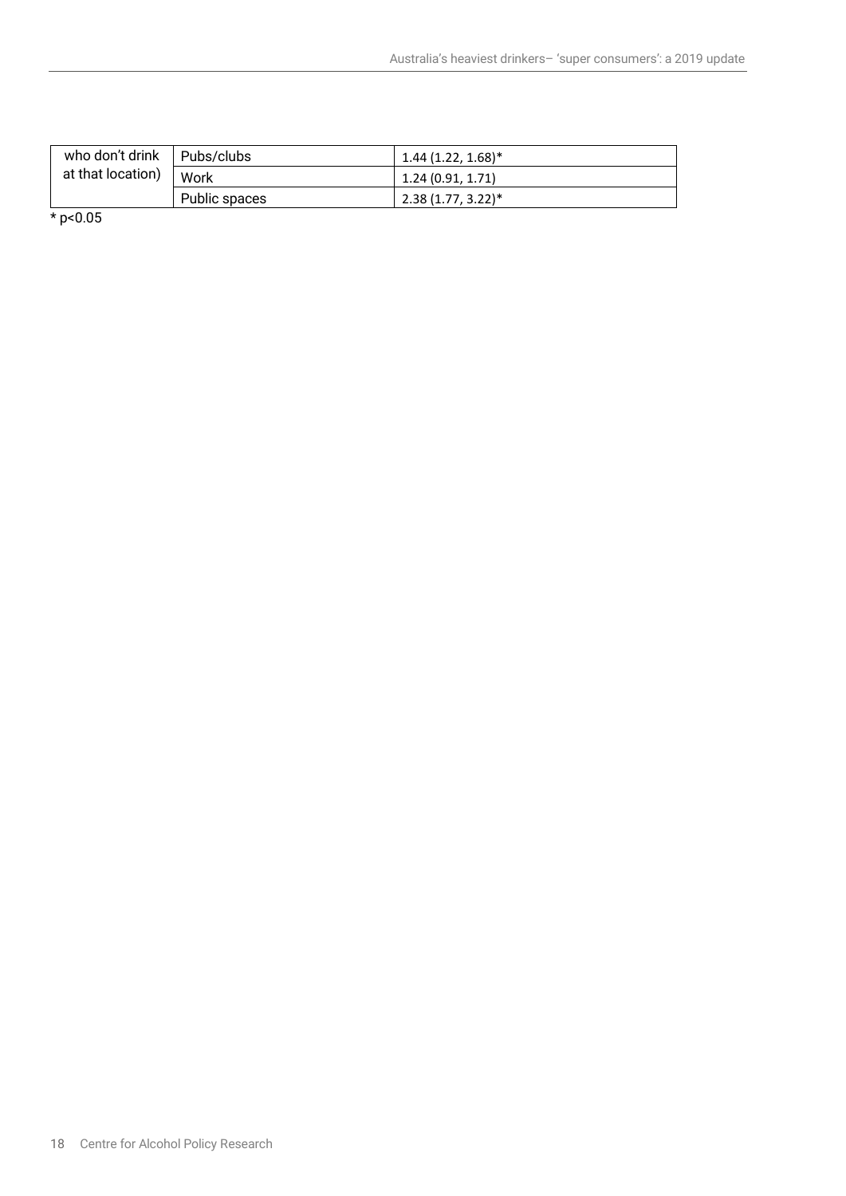| | | |
|---|---|---|
| who don't drink at that location) | Pubs/clubs | 1.44 (1.22, 1.68)* |
| | Work | 1.24 (0.91, 1.71) |
| | Public spaces | 2.38 (1.77, 3.22)* |

* $p<0.05$